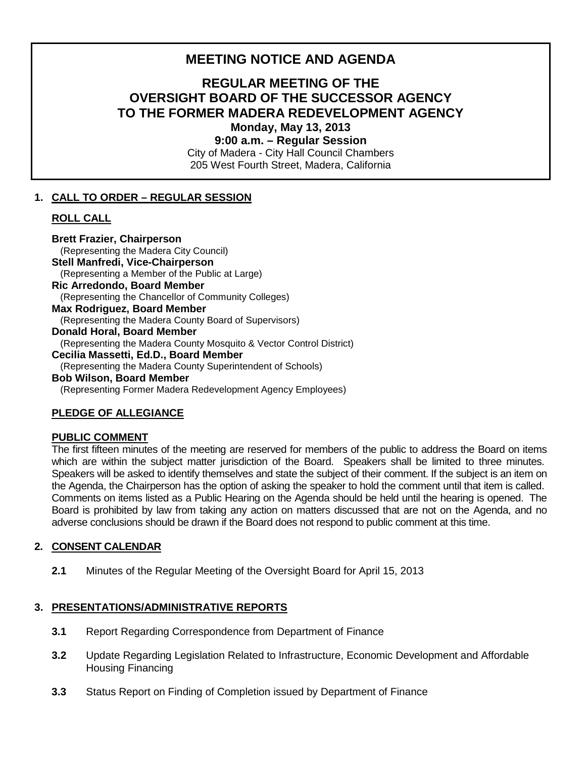# MEETING NOTICE AND AGENDA

## REGULAR MEETING OF THE OVERSIGHT BOARD OF THE SUCCESSOR AGENCY TO THE FORMER MADERA REDEVELOPMENT AGENCY

**Monday, May 13, 2013**

**9:00 a.m. – Regular Session**

City of Madera - City Hall Council Chambers
205 West Fourth Street, Madera, California

## 1. CALL TO ORDER – REGULAR SESSION

### ROLL CALL

**Brett Frazier, Chairperson**
(Representing the Madera City Council)
**Stell Manfredi, Vice-Chairperson**
(Representing a Member of the Public at Large)
**Ric Arredondo, Board Member**
(Representing the Chancellor of Community Colleges)
**Max Rodriguez, Board Member**
(Representing the Madera County Board of Supervisors)
**Donald Horal, Board Member**
(Representing the Madera County Mosquito & Vector Control District)
**Cecilia Massetti, Ed.D., Board Member**
(Representing the Madera County Superintendent of Schools)
**Bob Wilson, Board Member**
(Representing Former Madera Redevelopment Agency Employees)

### PLEDGE OF ALLEGIANCE

### PUBLIC COMMENT

The first fifteen minutes of the meeting are reserved for members of the public to address the Board on items which are within the subject matter jurisdiction of the Board. Speakers shall be limited to three minutes. Speakers will be asked to identify themselves and state the subject of their comment. If the subject is an item on the Agenda, the Chairperson has the option of asking the speaker to hold the comment until that item is called. Comments on items listed as a Public Hearing on the Agenda should be held until the hearing is opened. The Board is prohibited by law from taking any action on matters discussed that are not on the Agenda, and no adverse conclusions should be drawn if the Board does not respond to public comment at this time.

## 2. CONSENT CALENDAR

**2.1** Minutes of the Regular Meeting of the Oversight Board for April 15, 2013

## 3. PRESENTATIONS/ADMINISTRATIVE REPORTS

**3.1** Report Regarding Correspondence from Department of Finance

**3.2** Update Regarding Legislation Related to Infrastructure, Economic Development and Affordable Housing Financing

**3.3** Status Report on Finding of Completion issued by Department of Finance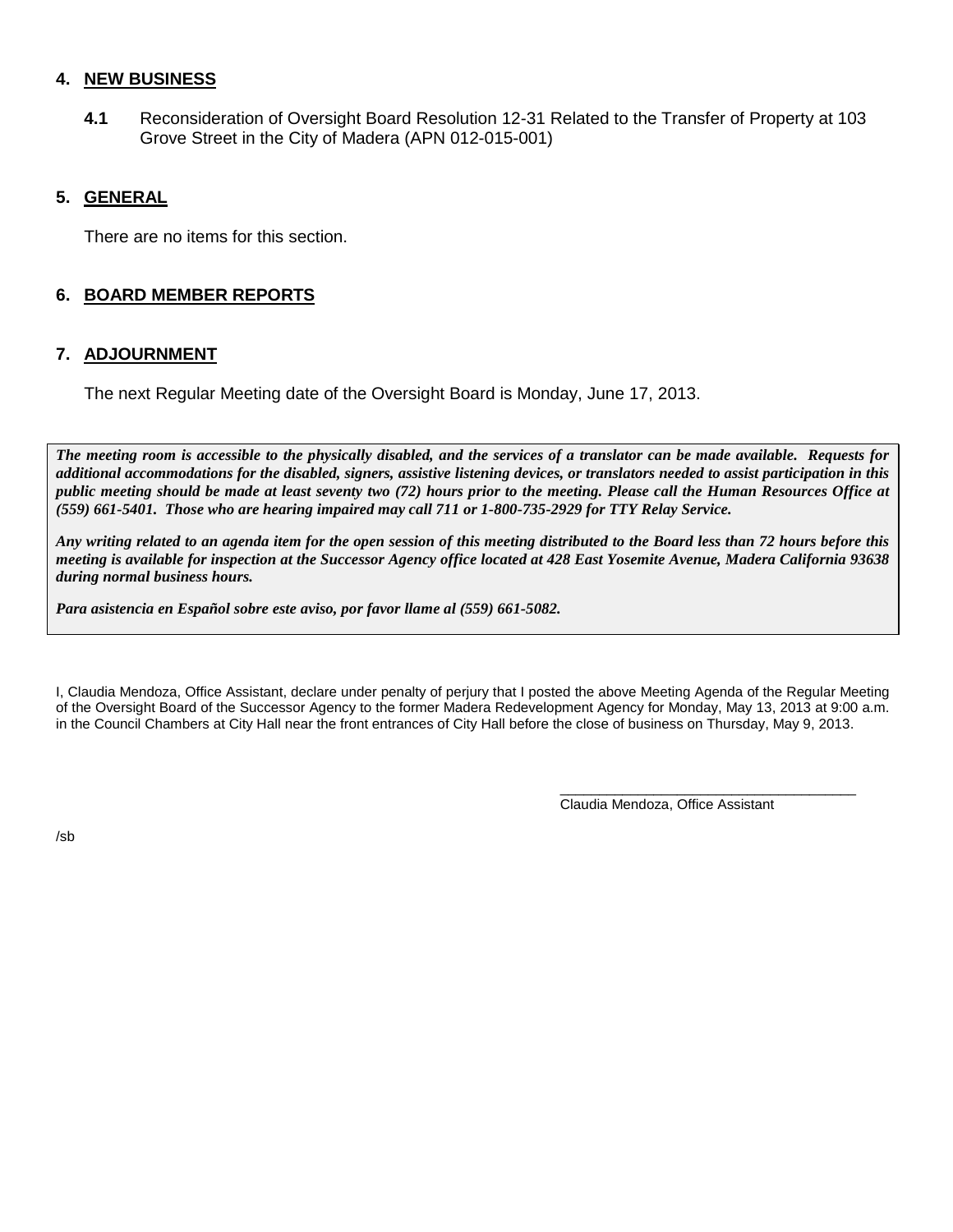## 4. NEW BUSINESS

**4.1** Reconsideration of Oversight Board Resolution 12-31 Related to the Transfer of Property at 103 Grove Street in the City of Madera (APN 012-015-001)

## 5. GENERAL

There are no items for this section.

## 6. BOARD MEMBER REPORTS

## 7. ADJOURNMENT

The next Regular Meeting date of the Oversight Board is Monday, June 17, 2013.

***The meeting room is accessible to the physically disabled, and the services of a translator can be made available. Requests for additional accommodations for the disabled, signers, assistive listening devices, or translators needed to assist participation in this public meeting should be made at least seventy two (72) hours prior to the meeting. Please call the Human Resources Office at (559) 661-5401. Those who are hearing impaired may call 711 or 1-800-735-2929 for TTY Relay Service.***

***Any writing related to an agenda item for the open session of this meeting distributed to the Board less than 72 hours before this meeting is available for inspection at the Successor Agency office located at 428 East Yosemite Avenue, Madera California 93638 during normal business hours.***

***Para asistencia en Español sobre este aviso, por favor llame al (559) 661-5082.***

I, Claudia Mendoza, Office Assistant, declare under penalty of perjury that I posted the above Meeting Agenda of the Regular Meeting of the Oversight Board of the Successor Agency to the former Madera Redevelopment Agency for Monday, May 13, 2013 at 9:00 a.m. in the Council Chambers at City Hall near the front entrances of City Hall before the close of business on Thursday, May 9, 2013.

\_\_\_\_\_\_\_\_\_\_\_\_\_\_\_\_\_\_\_\_\_\_\_\_\_\_\_\_\_\_\_\_\_\_\_\_\_\_

Claudia Mendoza, Office Assistant

/sb